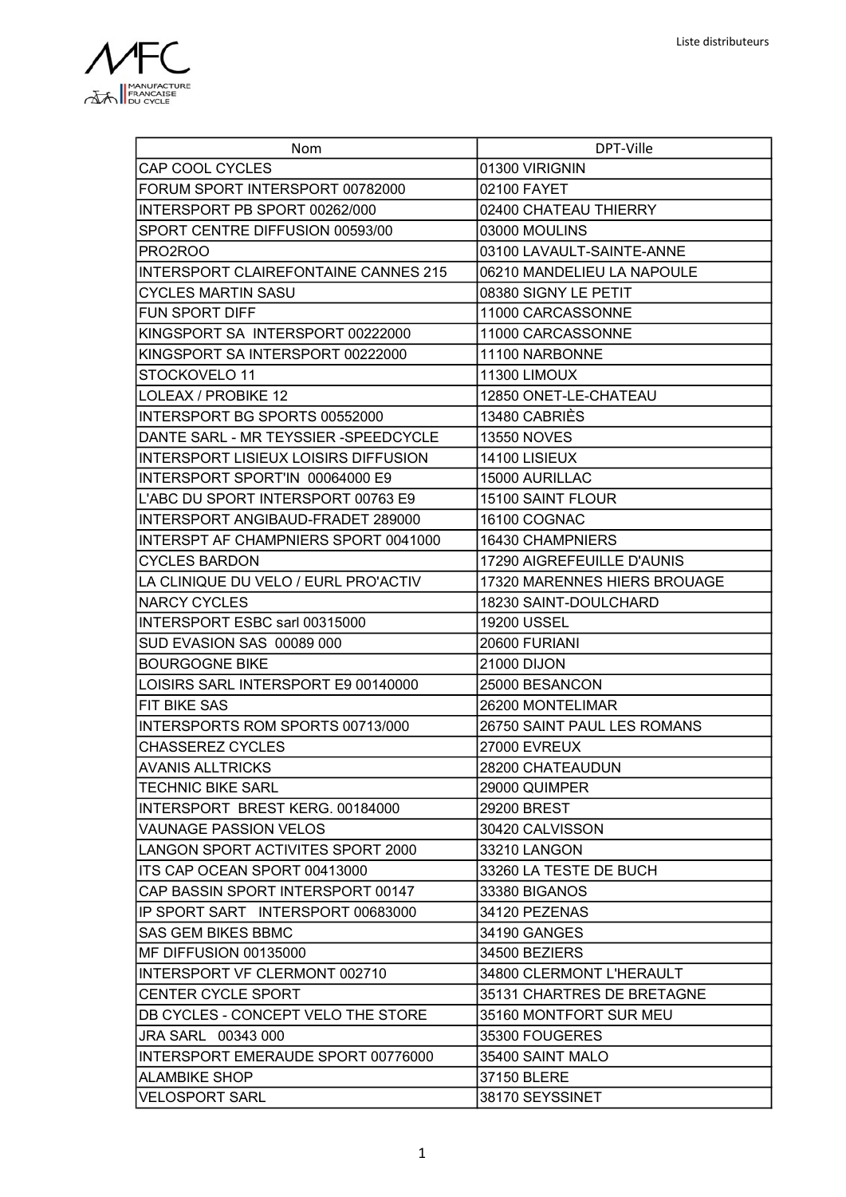| Nom | DPT-Ville |
|---|---|
| CAP COOL CYCLES | 01300 VIRIGNIN |
| FORUM SPORT INTERSPORT 00782000 | 02100 FAYET |
| INTERSPORT PB SPORT 00262/000 | 02400 CHATEAU THIERRY |
| SPORT CENTRE DIFFUSION 00593/00 | 03000 MOULINS |
| PRO2ROO | 03100 LAVAULT-SAINTE-ANNE |
| INTERSPORT CLAIREFONTAINE CANNES 215 | 06210 MANDELIEU LA NAPOULE |
| CYCLES MARTIN SASU | 08380 SIGNY LE PETIT |
| FUN SPORT DIFF | 11000 CARCASSONNE |
| KINGSPORT SA INTERSPORT 00222000 | 11000 CARCASSONNE |
| KINGSPORT SA INTERSPORT 00222000 | 11100 NARBONNE |
| STOCKOVELO 11 | 11300 LIMOUX |
| LOLEAX / PROBIKE 12 | 12850 ONET-LE-CHATEAU |
| INTERSPORT BG SPORTS 00552000 | 13480 CABRIÈS |
| DANTE SARL - MR TEYSSIER -SPEEDCYCLE | 13550 NOVES |
| INTERSPORT LISIEUX LOISIRS DIFFUSION | 14100 LISIEUX |
| INTERSPORT SPORT'IN 00064000 E9 | 15000 AURILLAC |
| L'ABC DU SPORT INTERSPORT 00763 E9 | 15100 SAINT FLOUR |
| INTERSPORT ANGIBAUD-FRADET 289000 | 16100 COGNAC |
| INTERSPT AF CHAMPNIERS SPORT 0041000 | 16430 CHAMPNIERS |
| CYCLES BARDON | 17290 AIGREFEUILLE D'AUNIS |
| LA CLINIQUE DU VELO / EURL PRO'ACTIV | 17320 MARENNES HIERS BROUAGE |
| NARCY CYCLES | 18230 SAINT-DOULCHARD |
| INTERSPORT ESBC sarl 00315000 | 19200 USSEL |
| SUD EVASION SAS 00089 000 | 20600 FURIANI |
| BOURGOGNE BIKE | 21000 DIJON |
| LOISIRS SARL INTERSPORT E9 00140000 | 25000 BESANCON |
| FIT BIKE SAS | 26200 MONTELIMAR |
| INTERSPORTS ROM SPORTS 00713/000 | 26750 SAINT PAUL LES ROMANS |
| CHASSEREZ CYCLES | 27000 EVREUX |
| AVANIS ALLTRICKS | 28200 CHATEAUDUN |
| TECHNIC BIKE SARL | 29000 QUIMPER |
| INTERSPORT BREST KERG. 00184000 | 29200 BREST |
| VAUNAGE PASSION VELOS | 30420 CALVISSON |
| LANGON SPORT ACTIVITES SPORT 2000 | 33210 LANGON |
| ITS CAP OCEAN SPORT 00413000 | 33260 LA TESTE DE BUCH |
| CAP BASSIN SPORT INTERSPORT 00147 | 33380 BIGANOS |
| IP SPORT SART INTERSPORT 00683000 | 34120 PEZENAS |
| SAS GEM BIKES BBMC | 34190 GANGES |
| MF DIFFUSION 00135000 | 34500 BEZIERS |
| INTERSPORT VF CLERMONT 002710 | 34800 CLERMONT L'HERAULT |
| CENTER CYCLE SPORT | 35131 CHARTRES DE BRETAGNE |
| DB CYCLES - CONCEPT VELO THE STORE | 35160 MONTFORT SUR MEU |
| JRA SARL 00343 000 | 35300 FOUGERES |
| INTERSPORT EMERAUDE SPORT 00776000 | 35400 SAINT MALO |
| ALAMBIKE SHOP | 37150 BLERE |
| VELOSPORT SARL | 38170 SEYSSINET |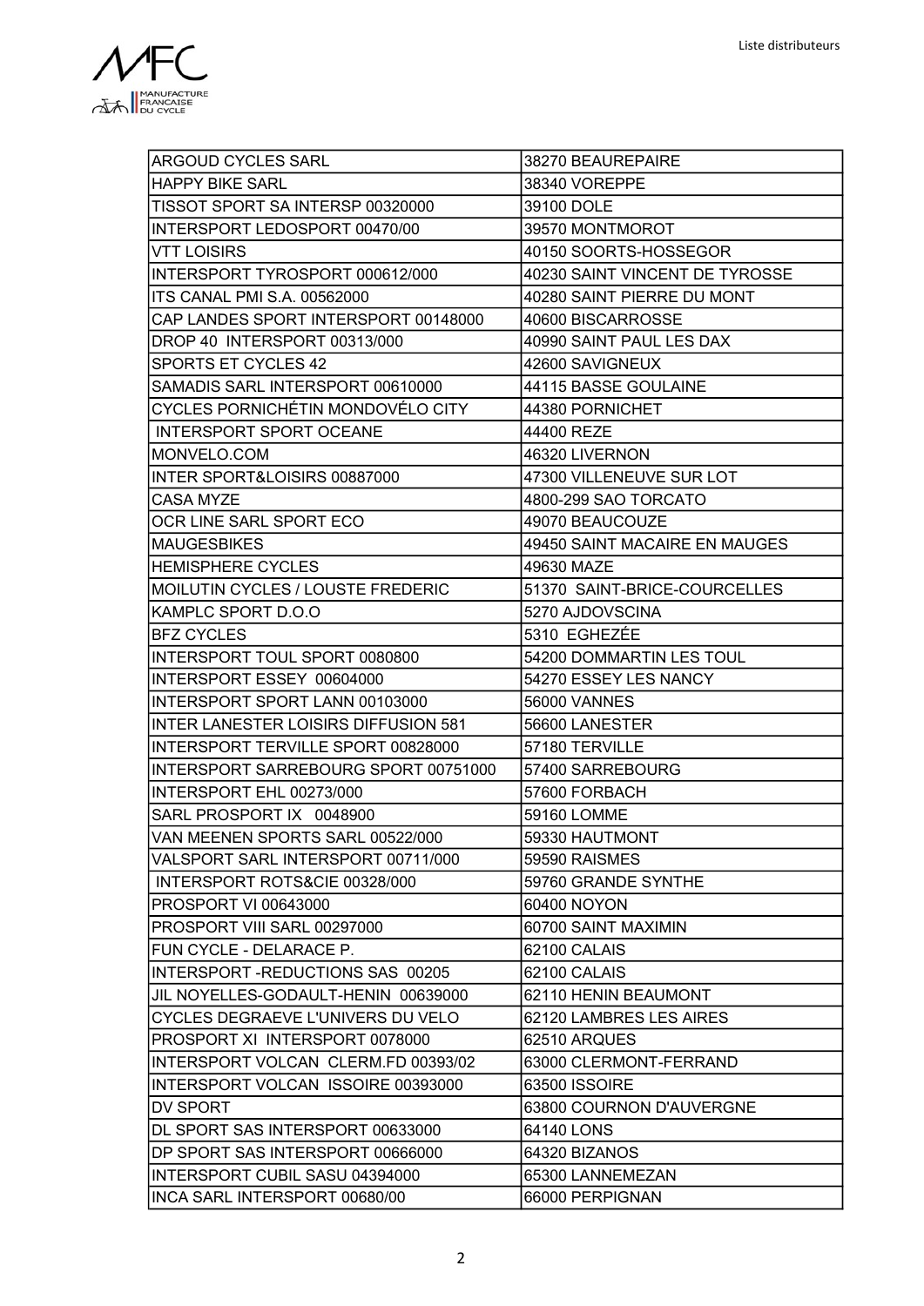| ARGOUD CYCLES SARL | 38270 BEAUREPAIRE |
|---|---|
| HAPPY BIKE SARL | 38340 VOREPPE |
| TISSOT SPORT SA INTERSP 00320000 | 39100 DOLE |
| INTERSPORT LEDOSPORT 00470/00 | 39570 MONTMOROT |
| VTT LOISIRS | 40150 SOORTS-HOSSEGOR |
| INTERSPORT TYROSPORT 000612/000 | 40230 SAINT VINCENT DE TYROSSE |
| ITS CANAL PMI S.A. 00562000 | 40280 SAINT PIERRE DU MONT |
| CAP LANDES SPORT INTERSPORT 00148000 | 40600 BISCARROSSE |
| DROP 40 INTERSPORT 00313/000 | 40990 SAINT PAUL LES DAX |
| SPORTS ET CYCLES 42 | 42600 SAVIGNEUX |
| SAMADIS SARL INTERSPORT 00610000 | 44115 BASSE GOULAINE |
| CYCLES PORNICHÉTIN MONDOVÉLO CITY | 44380 PORNICHET |
| INTERSPORT SPORT OCEANE | 44400 REZE |
| MONVELO.COM | 46320 LIVERNON |
| INTER SPORT&LOISIRS 00887000 | 47300 VILLENEUVE SUR LOT |
| CASA MYZE | 4800-299 SAO TORCATO |
| OCR LINE SARL SPORT ECO | 49070 BEAUCOUZE |
| MAUGESBIKES | 49450 SAINT MACAIRE EN MAUGES |
| HEMISPHERE CYCLES | 49630 MAZE |
| MOILUTIN CYCLES / LOUSTE FREDERIC | 51370 SAINT-BRICE-COURCELLES |
| KAMPLC SPORT D.O.O | 5270 AJDOVSCINA |
| BFZ CYCLES | 5310 EGHEZÉE |
| INTERSPORT TOUL SPORT 0080800 | 54200 DOMMARTIN LES TOUL |
| INTERSPORT ESSEY 00604000 | 54270 ESSEY LES NANCY |
| INTERSPORT SPORT LANN 00103000 | 56000 VANNES |
| INTER LANESTER LOISIRS DIFFUSION 581 | 56600 LANESTER |
| INTERSPORT TERVILLE SPORT 00828000 | 57180 TERVILLE |
| INTERSPORT SARREBOURG SPORT 00751000 | 57400 SARREBOURG |
| INTERSPORT EHL 00273/000 | 57600 FORBACH |
| SARL PROSPORT IX 0048900 | 59160 LOMME |
| VAN MEENEN SPORTS SARL 00522/000 | 59330 HAUTMONT |
| VALSPORT SARL INTERSPORT 00711/000 | 59590 RAISMES |
| INTERSPORT ROTS&CIE 00328/000 | 59760 GRANDE SYNTHE |
| PROSPORT VI 00643000 | 60400 NOYON |
| PROSPORT VIII SARL 00297000 | 60700 SAINT MAXIMIN |
| FUN CYCLE - DELARACE P. | 62100 CALAIS |
| INTERSPORT -REDUCTIONS SAS 00205 | 62100 CALAIS |
| JIL NOYELLES-GODAULT-HENIN 00639000 | 62110 HENIN BEAUMONT |
| CYCLES DEGRAEVE L'UNIVERS DU VELO | 62120 LAMBRES LES AIRES |
| PROSPORT XI INTERSPORT 0078000 | 62510 ARQUES |
| INTERSPORT VOLCAN CLERM.FD 00393/02 | 63000 CLERMONT-FERRAND |
| INTERSPORT VOLCAN ISSOIRE 00393000 | 63500 ISSOIRE |
| DV SPORT | 63800 COURNON D'AUVERGNE |
| DL SPORT SAS INTERSPORT 00633000 | 64140 LONS |
| DP SPORT SAS INTERSPORT 00666000 | 64320 BIZANOS |
| INTERSPORT CUBIL SASU 04394000 | 65300 LANNEMEZAN |
| INCA SARL INTERSPORT 00680/00 | 66000 PERPIGNAN |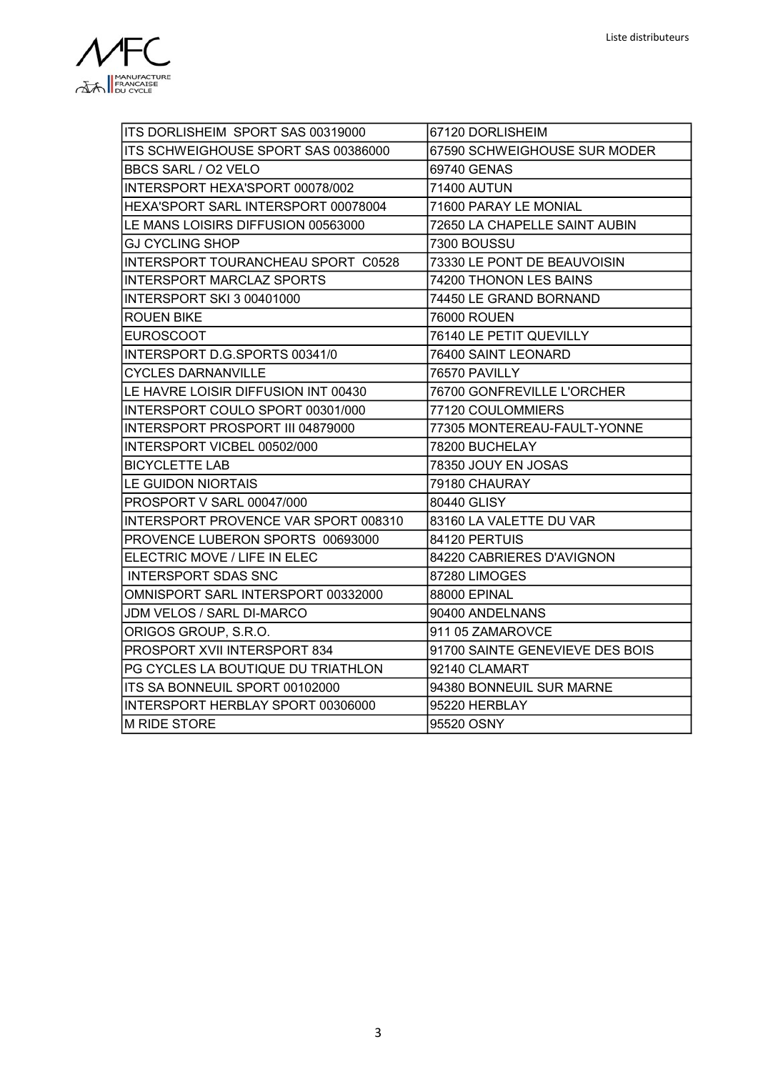| | |
|---|---|
| ITS DORLISHEIM SPORT SAS 00319000 | 67120 DORLISHEIM |
| ITS SCHWEIGHOUSE SPORT SAS 00386000 | 67590 SCHWEIGHOUSE SUR MODER |
| BBCS SARL / O2 VELO | 69740 GENAS |
| INTERSPORT HEXA'SPORT 00078/002 | 71400 AUTUN |
| HEXA'SPORT SARL INTERSPORT 00078004 | 71600 PARAY LE MONIAL |
| LE MANS LOISIRS DIFFUSION 00563000 | 72650 LA CHAPELLE SAINT AUBIN |
| GJ CYCLING SHOP | 7300 BOUSSU |
| INTERSPORT TOURANCHEAU SPORT C0528 | 73330 LE PONT DE BEAUVOISIN |
| INTERSPORT MARCLAZ SPORTS | 74200 THONON LES BAINS |
| INTERSPORT SKI 3 00401000 | 74450 LE GRAND BORNAND |
| ROUEN BIKE | 76000 ROUEN |
| EUROSCOOT | 76140 LE PETIT QUEVILLY |
| INTERSPORT D.G.SPORTS 00341/0 | 76400 SAINT LEONARD |
| CYCLES DARNANVILLE | 76570 PAVILLY |
| LE HAVRE LOISIR DIFFUSION INT 00430 | 76700 GONFREVILLE L'ORCHER |
| INTERSPORT COULO SPORT 00301/000 | 77120 COULOMMIERS |
| INTERSPORT PROSPORT III 04879000 | 77305 MONTEREAU-FAULT-YONNE |
| INTERSPORT VICBEL 00502/000 | 78200 BUCHELAY |
| BICYCLETTE LAB | 78350 JOUY EN JOSAS |
| LE GUIDON NIORTAIS | 79180 CHAURAY |
| PROSPORT V SARL 00047/000 | 80440 GLISY |
| INTERSPORT PROVENCE VAR SPORT 008310 | 83160 LA VALETTE DU VAR |
| PROVENCE LUBERON SPORTS 00693000 | 84120 PERTUIS |
| ELECTRIC MOVE / LIFE IN ELEC | 84220 CABRIERES D'AVIGNON |
| INTERSPORT SDAS SNC | 87280 LIMOGES |
| OMNISPORT SARL INTERSPORT 00332000 | 88000 EPINAL |
| JDM VELOS / SARL DI-MARCO | 90400 ANDELNANS |
| ORIGOS GROUP, S.R.O. | 911 05 ZAMAROVCE |
| PROSPORT XVII INTERSPORT 834 | 91700 SAINTE GENEVIEVE DES BOIS |
| PG CYCLES LA BOUTIQUE DU TRIATHLON | 92140 CLAMART |
| ITS SA BONNEUIL SPORT 00102000 | 94380 BONNEUIL SUR MARNE |
| INTERSPORT HERBLAY SPORT 00306000 | 95220 HERBLAY |
| M RIDE STORE | 95520 OSNY |